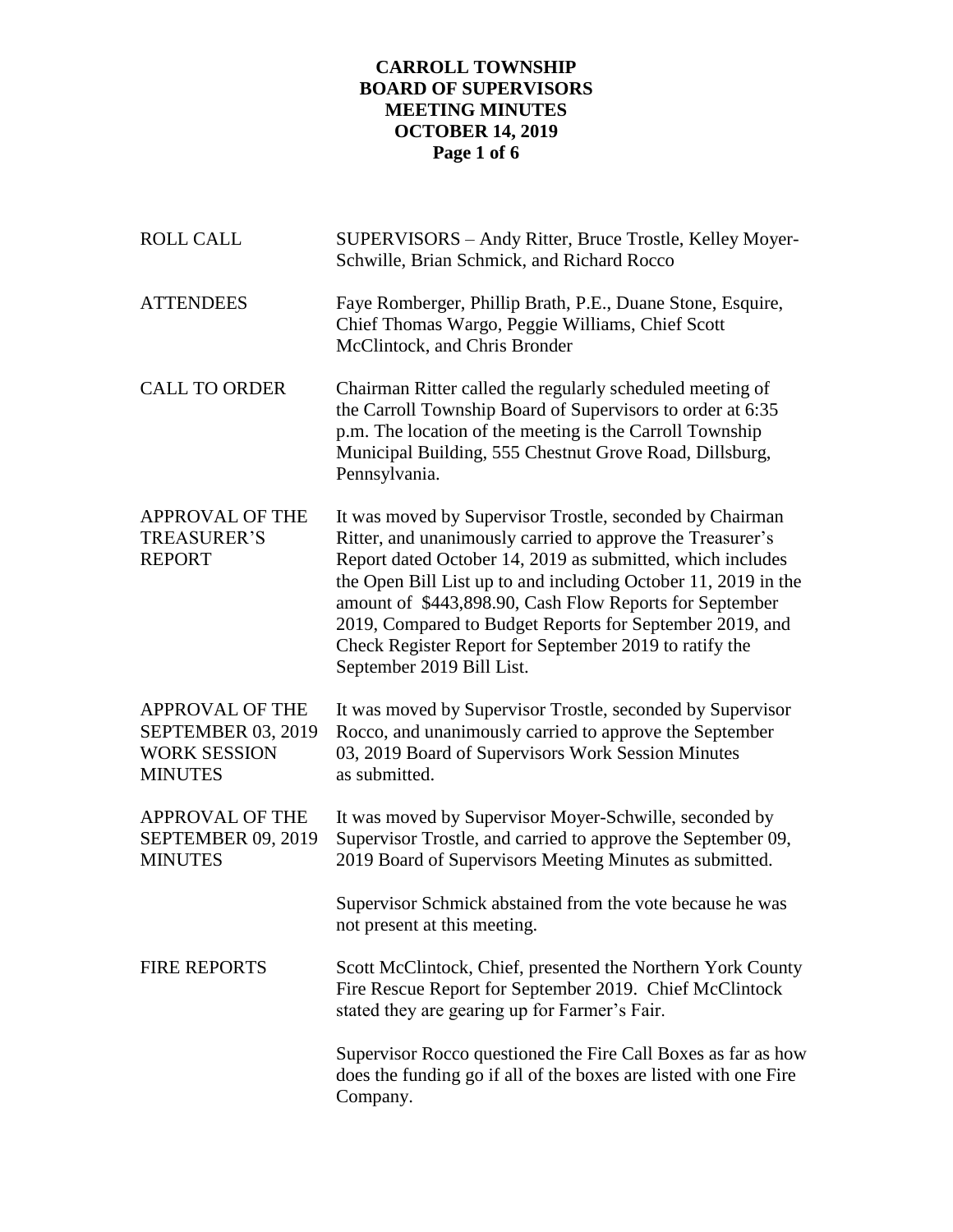# CARROLL TOWNSHIP
## BOARD OF SUPERVISORS
## MEETING MINUTES
## OCTOBER 14, 2019

**ROLL CALL**

SUPERVISORS – Andy Ritter, Bruce Trostle, Kelley Moyer-Schwille, Brian Schmick, and Richard Rocco

**ATTENDEES**

Faye Romberger, Phillip Brath, P.E., Duane Stone, Esquire, Chief Thomas Wargo, Peggie Williams, Chief Scott McClintock, and Chris Bronder

**CALL TO ORDER**

Chairman Ritter called the regularly scheduled meeting of the Carroll Township Board of Supervisors to order at 6:35 p.m. The location of the meeting is the Carroll Township Municipal Building, 555 Chestnut Grove Road, Dillsburg, Pennsylvania.

**APPROVAL OF THE TREASURER'S REPORT**

It was moved by Supervisor Trostle, seconded by Chairman Ritter, and unanimously carried to approve the Treasurer's Report dated October 14, 2019 as submitted, which includes the Open Bill List up to and including October 11, 2019 in the amount of $443,898.90, Cash Flow Reports for September 2019, Compared to Budget Reports for September 2019, and Check Register Report for September 2019 to ratify the September 2019 Bill List.

**APPROVAL OF THE SEPTEMBER 03, 2019 WORK SESSION MINUTES**

It was moved by Supervisor Trostle, seconded by Supervisor Rocco, and unanimously carried to approve the September 03, 2019 Board of Supervisors Work Session Minutes as submitted.

**APPROVAL OF THE SEPTEMBER 09, 2019 MINUTES**

It was moved by Supervisor Moyer-Schwille, seconded by Supervisor Trostle, and carried to approve the September 09, 2019 Board of Supervisors Meeting Minutes as submitted.

Supervisor Schmick abstained from the vote because he was not present at this meeting.

**FIRE REPORTS**

Scott McClintock, Chief, presented the Northern York County Fire Rescue Report for September 2019. Chief McClintock stated they are gearing up for Farmer's Fair.

Supervisor Rocco questioned the Fire Call Boxes as far as how does the funding go if all of the boxes are listed with one Fire Company.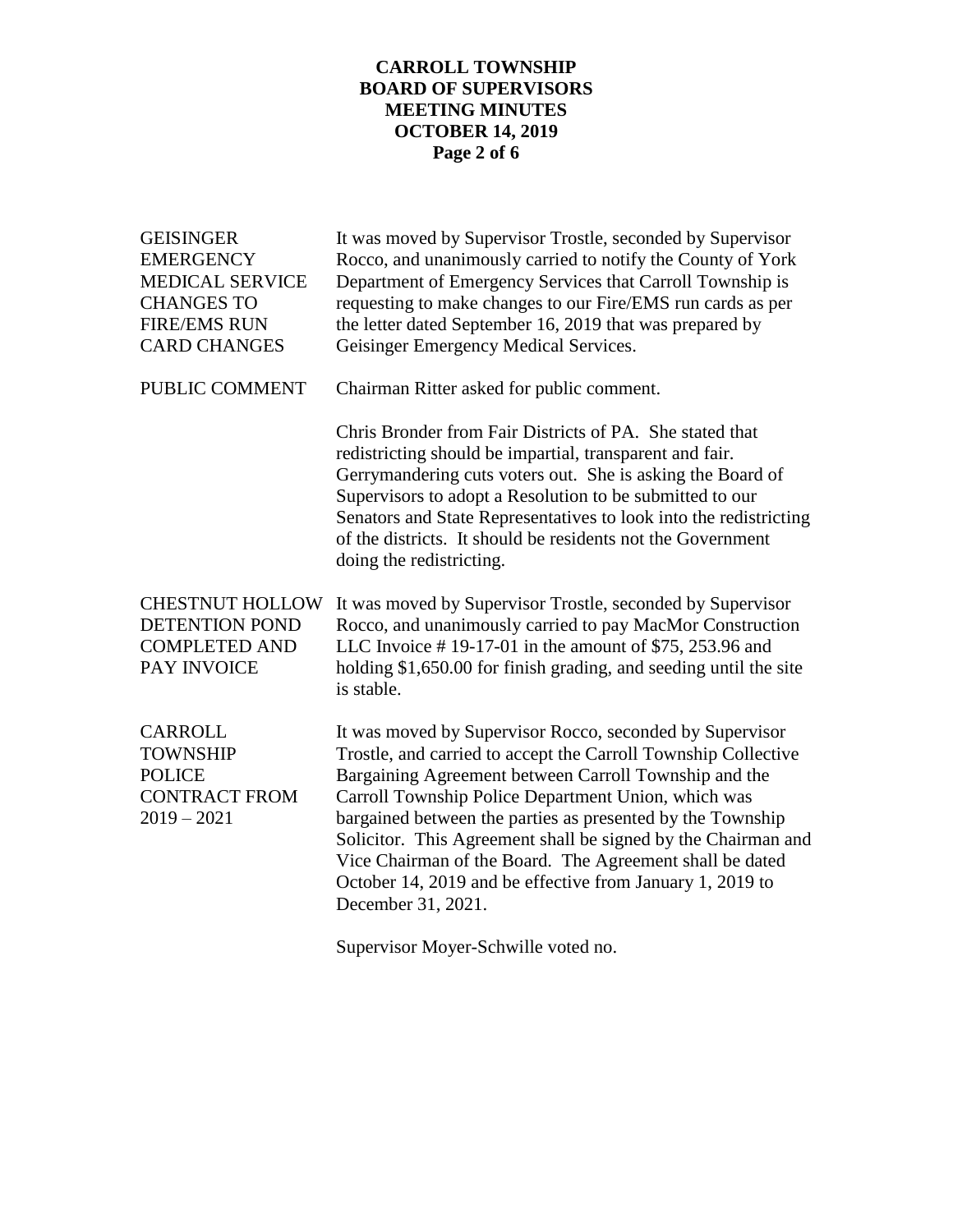**GEISINGER EMERGENCY MEDICAL SERVICE CHANGES TO FIRE/EMS RUN CARD CHANGES**

It was moved by Supervisor Trostle, seconded by Supervisor Rocco, and unanimously carried to notify the County of York Department of Emergency Services that Carroll Township is requesting to make changes to our Fire/EMS run cards as per the letter dated September 16, 2019 that was prepared by Geisinger Emergency Medical Services.

**PUBLIC COMMENT**

Chairman Ritter asked for public comment.

Chris Bronder from Fair Districts of PA. She stated that redistricting should be impartial, transparent and fair. Gerrymandering cuts voters out. She is asking the Board of Supervisors to adopt a Resolution to be submitted to our Senators and State Representatives to look into the redistricting of the districts. It should be residents not the Government doing the redistricting.

**CHESTNUT HOLLOW DETENTION POND COMPLETED AND PAY INVOICE**

It was moved by Supervisor Trostle, seconded by Supervisor Rocco, and unanimously carried to pay MacMor Construction LLC Invoice # 19-17-01 in the amount of $75, 253.96 and holding $1,650.00 for finish grading, and seeding until the site is stable.

**CARROLL TOWNSHIP POLICE CONTRACT FROM 2019 – 2021**

It was moved by Supervisor Rocco, seconded by Supervisor Trostle, and carried to accept the Carroll Township Collective Bargaining Agreement between Carroll Township and the Carroll Township Police Department Union, which was bargained between the parties as presented by the Township Solicitor. This Agreement shall be signed by the Chairman and Vice Chairman of the Board. The Agreement shall be dated October 14, 2019 and be effective from January 1, 2019 to December 31, 2021.

Supervisor Moyer-Schwille voted no.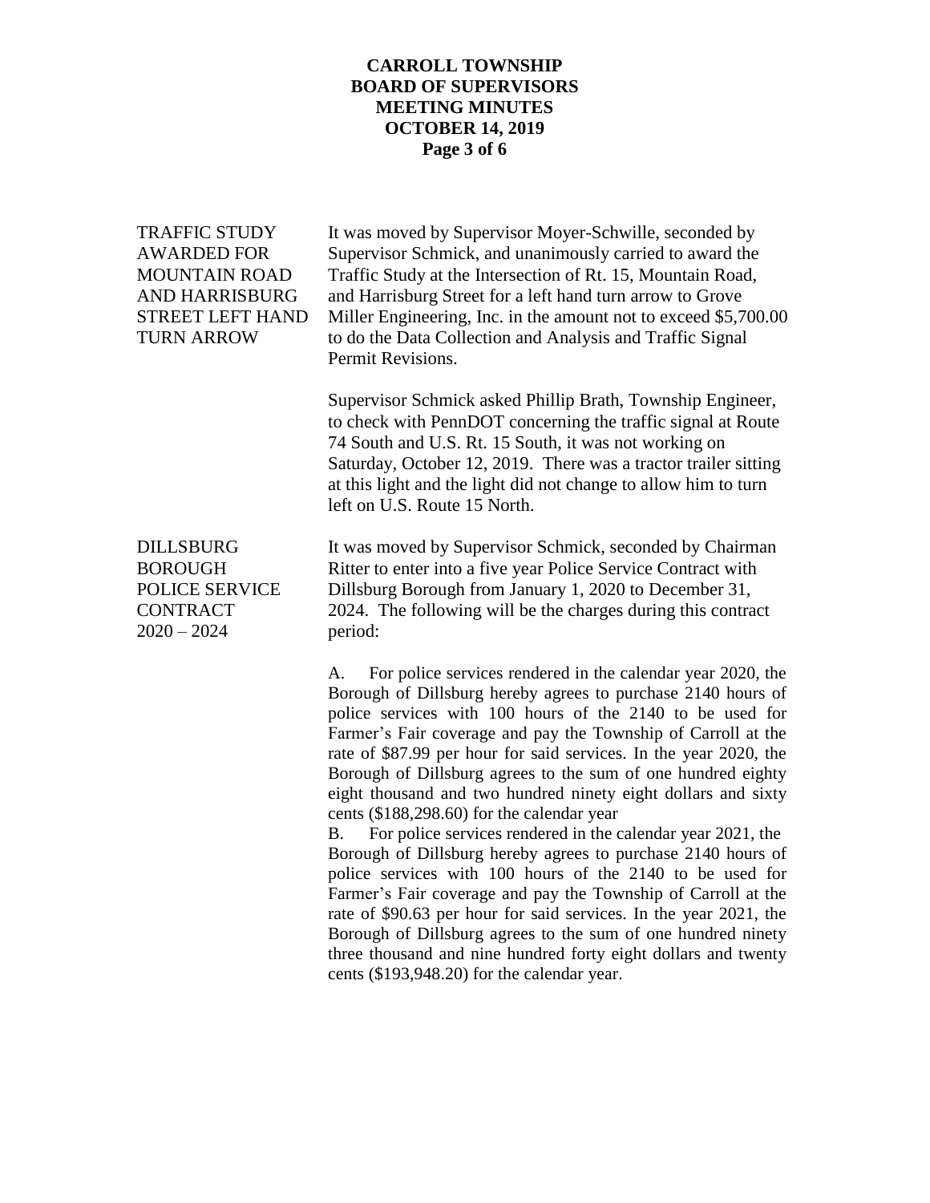**TRAFFIC STUDY AWARDED FOR MOUNTAIN ROAD AND HARRISBURG STREET LEFT HAND TURN ARROW**

It was moved by Supervisor Moyer-Schwille, seconded by Supervisor Schmick, and unanimously carried to award the Traffic Study at the Intersection of Rt. 15, Mountain Road, and Harrisburg Street for a left hand turn arrow to Grove Miller Engineering, Inc. in the amount not to exceed $5,700.00 to do the Data Collection and Analysis and Traffic Signal Permit Revisions.

Supervisor Schmick asked Phillip Brath, Township Engineer, to check with PennDOT concerning the traffic signal at Route 74 South and U.S. Rt. 15 South, it was not working on Saturday, October 12, 2019. There was a tractor trailer sitting at this light and the light did not change to allow him to turn left on U.S. Route 15 North.

**DILLSBURG BOROUGH POLICE SERVICE CONTRACT 2020 – 2024**

It was moved by Supervisor Schmick, seconded by Chairman Ritter to enter into a five year Police Service Contract with Dillsburg Borough from January 1, 2020 to December 31, 2024. The following will be the charges during this contract period:

A. For police services rendered in the calendar year 2020, the Borough of Dillsburg hereby agrees to purchase 2140 hours of police services with 100 hours of the 2140 to be used for Farmer's Fair coverage and pay the Township of Carroll at the rate of $87.99 per hour for said services. In the year 2020, the Borough of Dillsburg agrees to the sum of one hundred eighty eight thousand and two hundred ninety eight dollars and sixty cents ($188,298.60) for the calendar year

B. For police services rendered in the calendar year 2021, the Borough of Dillsburg hereby agrees to purchase 2140 hours of police services with 100 hours of the 2140 to be used for Farmer's Fair coverage and pay the Township of Carroll at the rate of $90.63 per hour for said services. In the year 2021, the Borough of Dillsburg agrees to the sum of one hundred ninety three thousand and nine hundred forty eight dollars and twenty cents ($193,948.20) for the calendar year.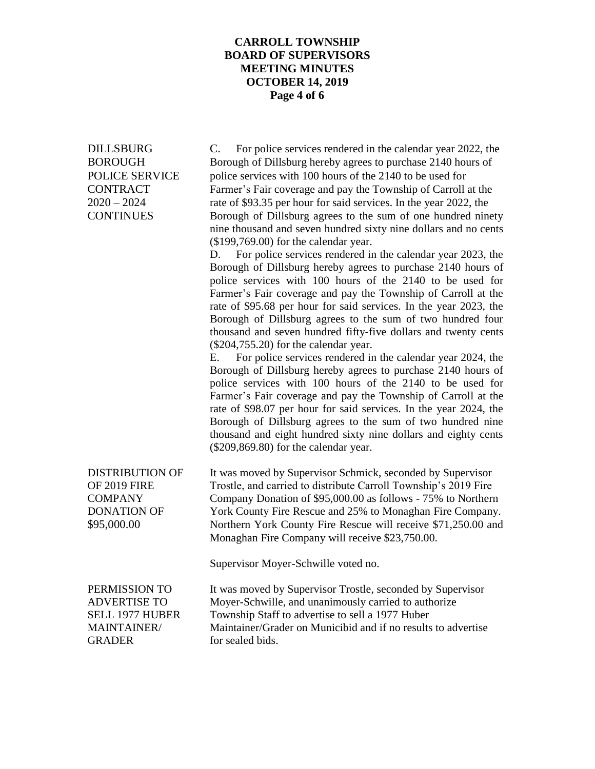**DILLSBURG BOROUGH POLICE SERVICE CONTRACT 2020 – 2024 CONTINUES**

C. For police services rendered in the calendar year 2022, the Borough of Dillsburg hereby agrees to purchase 2140 hours of police services with 100 hours of the 2140 to be used for Farmer's Fair coverage and pay the Township of Carroll at the rate of $93.35 per hour for said services. In the year 2022, the Borough of Dillsburg agrees to the sum of one hundred ninety nine thousand and seven hundred sixty nine dollars and no cents ($199,769.00) for the calendar year.

D. For police services rendered in the calendar year 2023, the Borough of Dillsburg hereby agrees to purchase 2140 hours of police services with 100 hours of the 2140 to be used for Farmer's Fair coverage and pay the Township of Carroll at the rate of $95.68 per hour for said services. In the year 2023, the Borough of Dillsburg agrees to the sum of two hundred four thousand and seven hundred fifty-five dollars and twenty cents ($204,755.20) for the calendar year.

E. For police services rendered in the calendar year 2024, the Borough of Dillsburg hereby agrees to purchase 2140 hours of police services with 100 hours of the 2140 to be used for Farmer's Fair coverage and pay the Township of Carroll at the rate of $98.07 per hour for said services. In the year 2024, the Borough of Dillsburg agrees to the sum of two hundred nine thousand and eight hundred sixty nine dollars and eighty cents ($209,869.80) for the calendar year.

**DISTRIBUTION OF OF 2019 FIRE COMPANY DONATION OF $95,000.00**

It was moved by Supervisor Schmick, seconded by Supervisor Trostle, and carried to distribute Carroll Township's 2019 Fire Company Donation of $95,000.00 as follows - 75% to Northern York County Fire Rescue and 25% to Monaghan Fire Company. Northern York County Fire Rescue will receive $71,250.00 and Monaghan Fire Company will receive $23,750.00.

Supervisor Moyer-Schwille voted no.

**PERMISSION TO ADVERTISE TO SELL 1977 HUBER MAINTAINER/ GRADER**

It was moved by Supervisor Trostle, seconded by Supervisor Moyer-Schwille, and unanimously carried to authorize Township Staff to advertise to sell a 1977 Huber Maintainer/Grader on Municibid and if no results to advertise for sealed bids.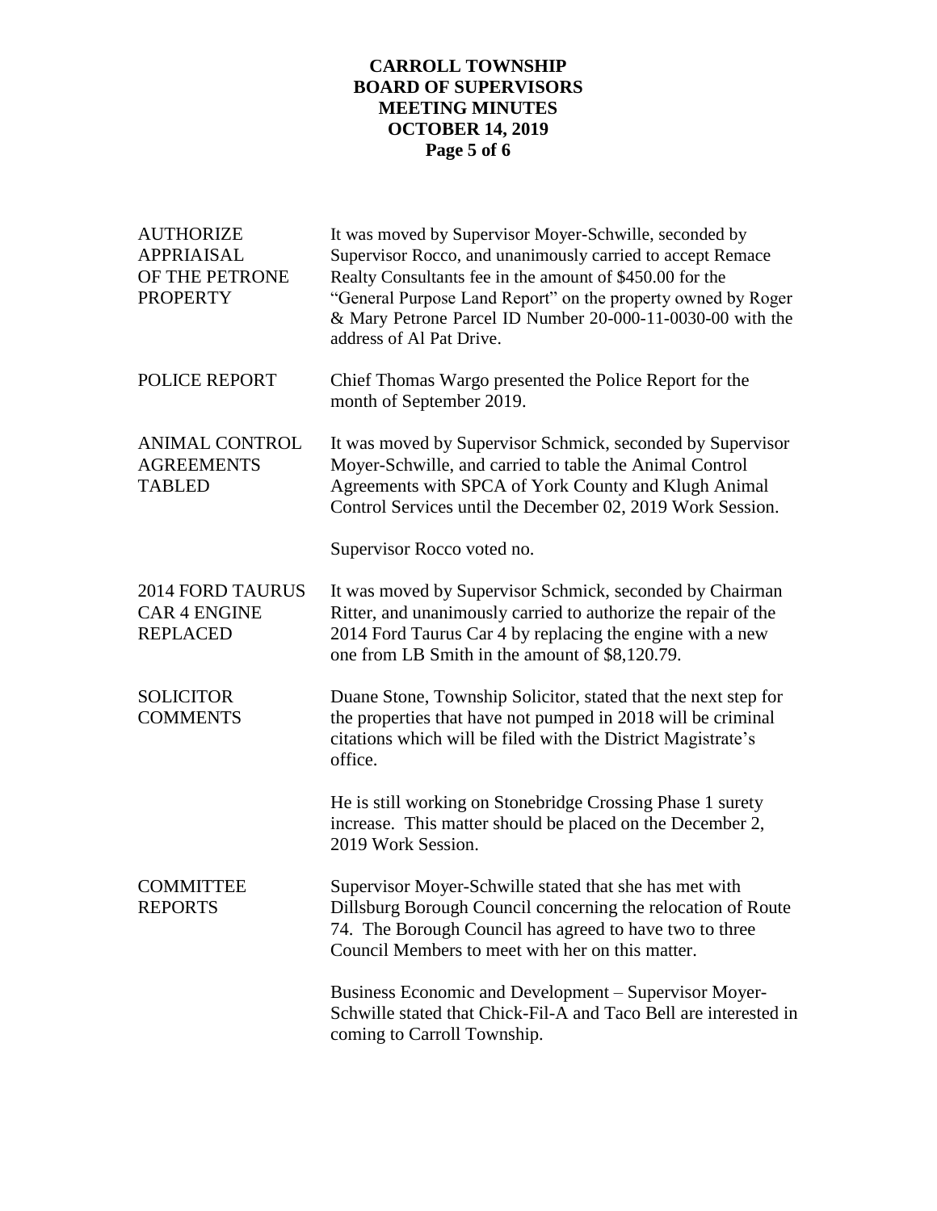**AUTHORIZE APPRIAISAL OF THE PETRONE PROPERTY**

It was moved by Supervisor Moyer-Schwille, seconded by Supervisor Rocco, and unanimously carried to accept Remace Realty Consultants fee in the amount of $450.00 for the "General Purpose Land Report" on the property owned by Roger & Mary Petrone Parcel ID Number 20-000-11-0030-00 with the address of Al Pat Drive.

**POLICE REPORT**

Chief Thomas Wargo presented the Police Report for the month of September 2019.

**ANIMAL CONTROL AGREEMENTS TABLED**

It was moved by Supervisor Schmick, seconded by Supervisor Moyer-Schwille, and carried to table the Animal Control Agreements with SPCA of York County and Klugh Animal Control Services until the December 02, 2019 Work Session.

Supervisor Rocco voted no.

**2014 FORD TAURUS CAR 4 ENGINE REPLACED**

It was moved by Supervisor Schmick, seconded by Chairman Ritter, and unanimously carried to authorize the repair of the 2014 Ford Taurus Car 4 by replacing the engine with a new one from LB Smith in the amount of $8,120.79.

**SOLICITOR COMMENTS**

Duane Stone, Township Solicitor, stated that the next step for the properties that have not pumped in 2018 will be criminal citations which will be filed with the District Magistrate's office.

He is still working on Stonebridge Crossing Phase 1 surety increase. This matter should be placed on the December 2, 2019 Work Session.

**COMMITTEE REPORTS**

Supervisor Moyer-Schwille stated that she has met with Dillsburg Borough Council concerning the relocation of Route 74. The Borough Council has agreed to have two to three Council Members to meet with her on this matter.

Business Economic and Development – Supervisor Moyer-Schwille stated that Chick-Fil-A and Taco Bell are interested in coming to Carroll Township.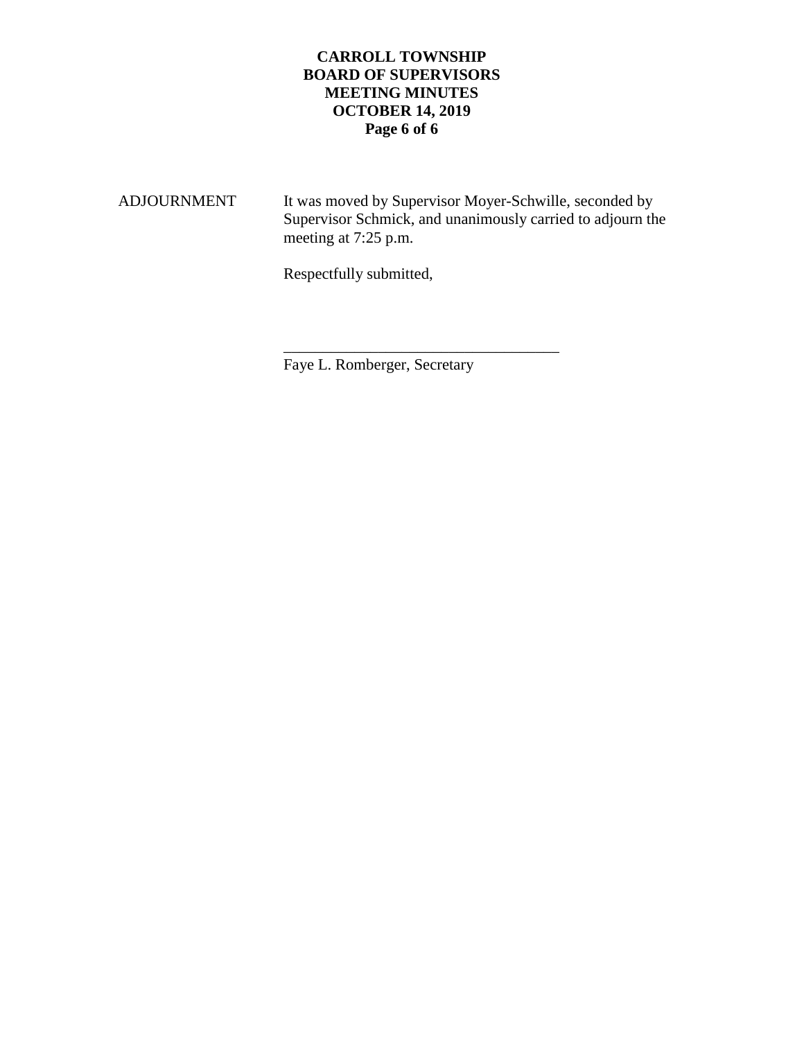ADJOURNMENT

It was moved by Supervisor Moyer-Schwille, seconded by Supervisor Schmick, and unanimously carried to adjourn the meeting at 7:25 p.m.

Respectfully submitted,

\_\_\_\_\_\_\_\_\_\_\_\_\_\_\_\_\_\_\_\_\_\_\_\_\_\_\_\_\_\_\_\_\_\_\_

Faye L. Romberger, Secretary